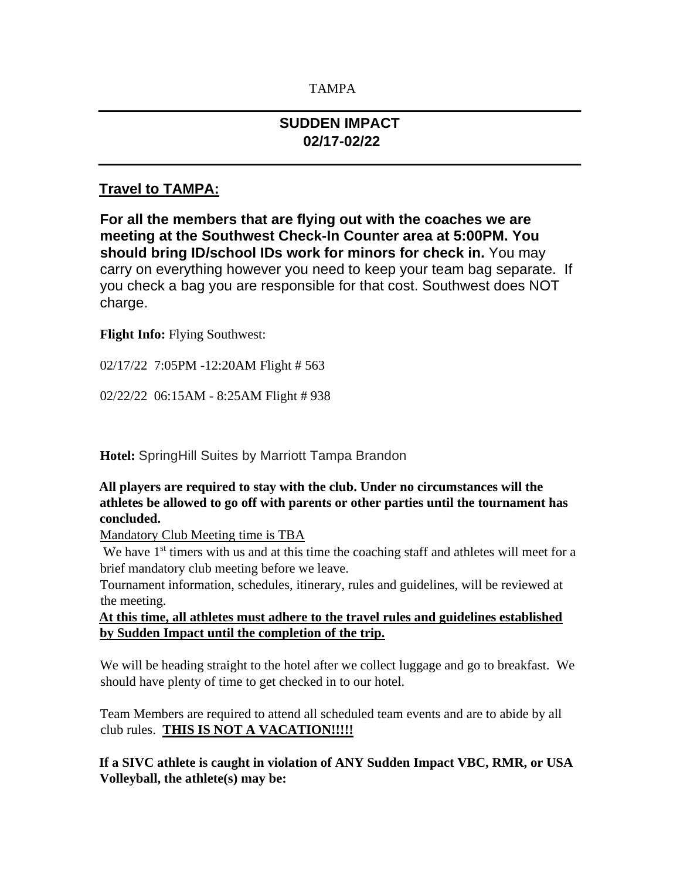TAMPA

## SUDDEN IMPACT
## 02/17-02/22

### Travel to TAMPA:

**For all the members that are flying out with the coaches we are meeting at the Southwest Check-In Counter area at 5:00PM. You should bring ID/school IDs work for minors for check in.** You may carry on everything however you need to keep your team bag separate. If you check a bag you are responsible for that cost. Southwest does NOT charge.

**Flight Info:** Flying Southwest:

02/17/22 7:05PM -12:20AM Flight # 563

02/22/22 06:15AM - 8:25AM Flight # 938

**Hotel:** SpringHill Suites by Marriott Tampa Brandon

**All players are required to stay with the club. Under no circumstances will the athletes be allowed to go off with parents or other parties until the tournament has concluded.**

<u>Mandatory Club Meeting time is TBA</u>

We have 1st timers with us and at this time the coaching staff and athletes will meet for a brief mandatory club meeting before we leave.

Tournament information, schedules, itinerary, rules and guidelines, will be reviewed at the meeting.

**<u>At this time, all athletes must adhere to the travel rules and guidelines established by Sudden Impact until the completion of the trip.</u>**

We will be heading straight to the hotel after we collect luggage and go to breakfast. We should have plenty of time to get checked in to our hotel.

Team Members are required to attend all scheduled team events and are to abide by all club rules. **<u>THIS IS NOT A VACATION!!!!!</u>**

**If a SIVC athlete is caught in violation of ANY Sudden Impact VBC, RMR, or USA Volleyball, the athlete(s) may be:**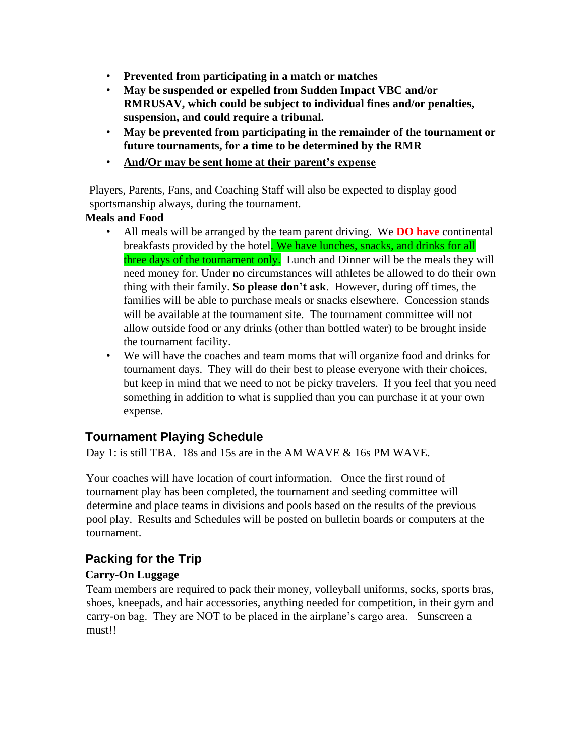- **Prevented from participating in a match or matches**
- **May be suspended or expelled from Sudden Impact VBC and/or RMRUSAV, which could be subject to individual fines and/or penalties, suspension, and could require a tribunal.**
- **May be prevented from participating in the remainder of the tournament or future tournaments, for a time to be determined by the RMR**
- **<u>And/Or may be sent home at their parent's expense</u>**

Players, Parents, Fans, and Coaching Staff will also be expected to display good sportsmanship always, during the tournament.

**Meals and Food**

- All meals will be arranged by the team parent driving. We **DO have** continental breakfasts provided by the hotel. We have lunches, snacks, and drinks for all three days of the tournament only. Lunch and Dinner will be the meals they will need money for. Under no circumstances will athletes be allowed to do their own thing with their family. **So please don't ask**. However, during off times, the families will be able to purchase meals or snacks elsewhere. Concession stands will be available at the tournament site. The tournament committee will not allow outside food or any drinks (other than bottled water) to be brought inside the tournament facility.
- We will have the coaches and team moms that will organize food and drinks for tournament days. They will do their best to please everyone with their choices, but keep in mind that we need to not be picky travelers. If you feel that you need something in addition to what is supplied than you can purchase it at your own expense.

## Tournament Playing Schedule

Day 1: is still TBA. 18s and 15s are in the AM WAVE & 16s PM WAVE.

Your coaches will have location of court information. Once the first round of tournament play has been completed, the tournament and seeding committee will determine and place teams in divisions and pools based on the results of the previous pool play. Results and Schedules will be posted on bulletin boards or computers at the tournament.

## Packing for the Trip

**Carry-On Luggage**

Team members are required to pack their money, volleyball uniforms, socks, sports bras, shoes, kneepads, and hair accessories, anything needed for competition, in their gym and carry-on bag. They are NOT to be placed in the airplane's cargo area. Sunscreen a must!!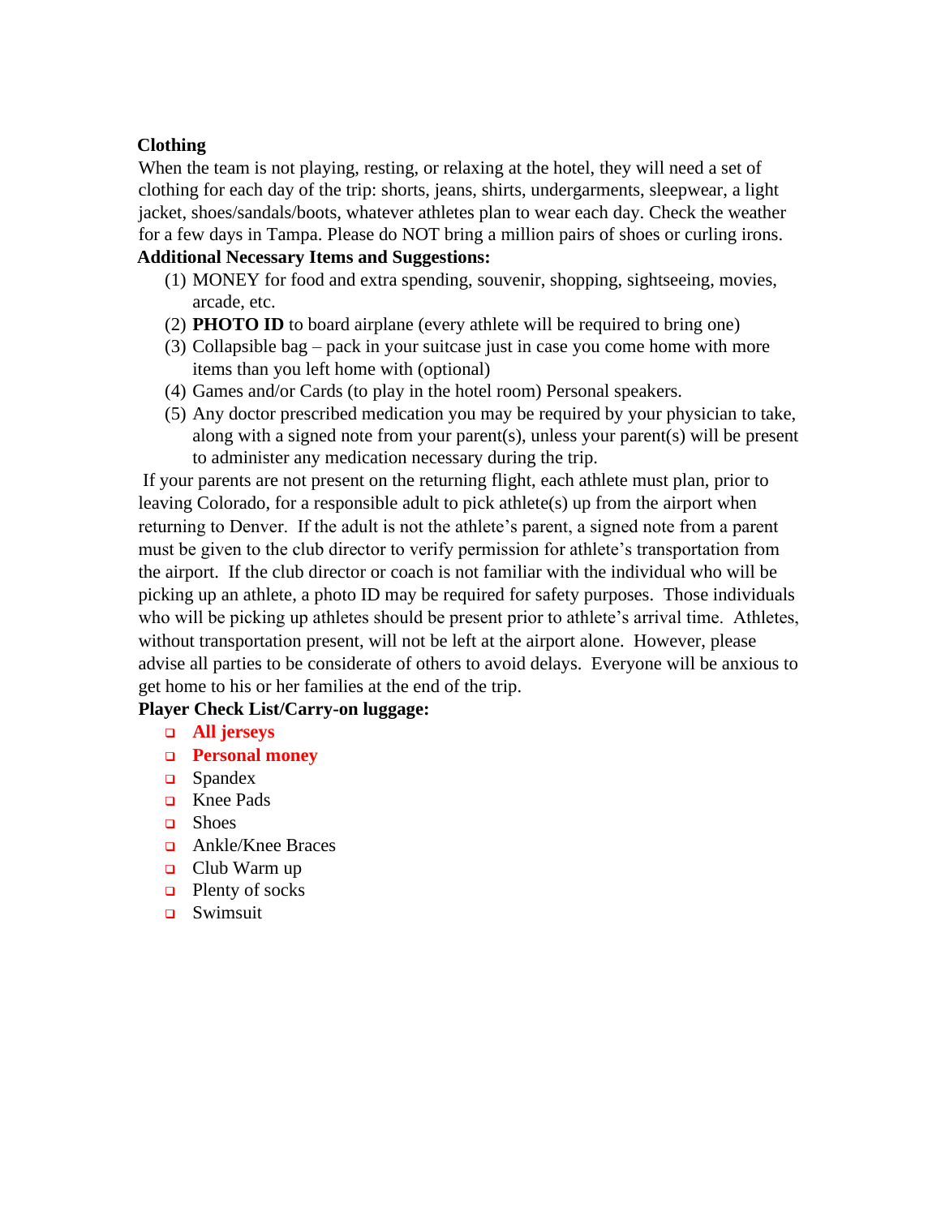**Clothing**

When the team is not playing, resting, or relaxing at the hotel, they will need a set of clothing for each day of the trip: shorts, jeans, shirts, undergarments, sleepwear, a light jacket, shoes/sandals/boots, whatever athletes plan to wear each day. Check the weather for a few days in Tampa. Please do NOT bring a million pairs of shoes or curling irons.

**Additional Necessary Items and Suggestions:**

1. MONEY for food and extra spending, souvenir, shopping, sightseeing, movies, arcade, etc.
2. **PHOTO ID** to board airplane (every athlete will be required to bring one)
3. Collapsible bag – pack in your suitcase just in case you come home with more items than you left home with (optional)
4. Games and/or Cards (to play in the hotel room) Personal speakers.
5. Any doctor prescribed medication you may be required by your physician to take, along with a signed note from your parent(s), unless your parent(s) will be present to administer any medication necessary during the trip.

If your parents are not present on the returning flight, each athlete must plan, prior to leaving Colorado, for a responsible adult to pick athlete(s) up from the airport when returning to Denver. If the adult is not the athlete's parent, a signed note from a parent must be given to the club director to verify permission for athlete's transportation from the airport. If the club director or coach is not familiar with the individual who will be picking up an athlete, a photo ID may be required for safety purposes. Those individuals who will be picking up athletes should be present prior to athlete's arrival time. Athletes, without transportation present, will not be left at the airport alone. However, please advise all parties to be considerate of others to avoid delays. Everyone will be anxious to get home to his or her families at the end of the trip.

**Player Check List/Carry-on luggage:**

- [ ] **All jerseys**
- [ ] **Personal money**
- [ ] Spandex
- [ ] Knee Pads
- [ ] Shoes
- [ ] Ankle/Knee Braces
- [ ] Club Warm up
- [ ] Plenty of socks
- [ ] Swimsuit